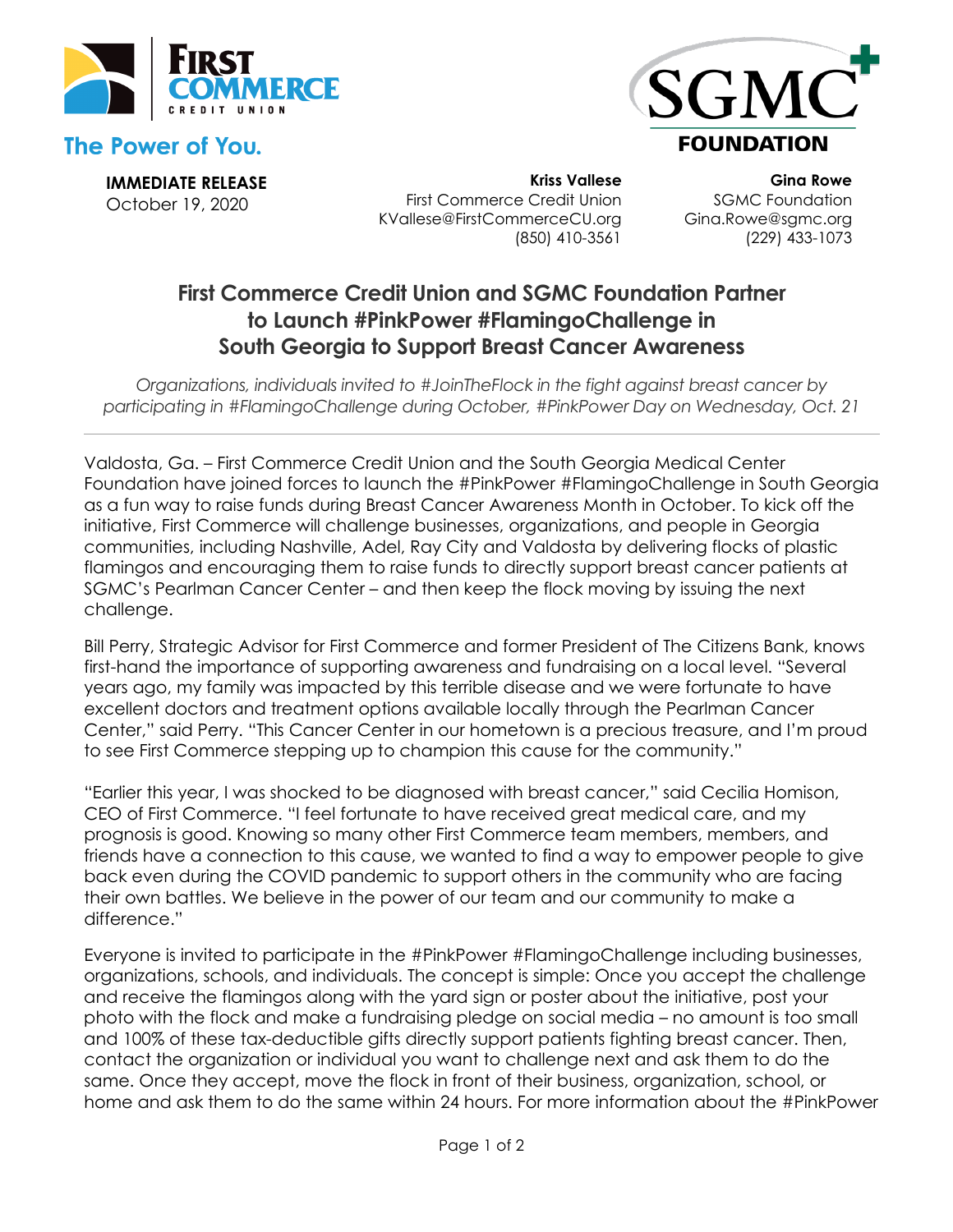The Power of You.

**IMMEDIATE RELEASE**
October 19, 2020

**Kriss Vallese**
First Commerce Credit Union
KVallese@FirstCommerceCU.org
(850) 410-3561

**Gina Rowe**
SGMC Foundation
Gina.Rowe@sgmc.org
(229) 433-1073

# First Commerce Credit Union and SGMC Foundation Partner to Launch #PinkPower #FlamingoChallenge in South Georgia to Support Breast Cancer Awareness

*Organizations, individuals invited to #JoinTheFlock in the fight against breast cancer by participating in #FlamingoChallenge during October, #PinkPower Day on Wednesday, Oct. 21*

---

Valdosta, Ga. – First Commerce Credit Union and the South Georgia Medical Center Foundation have joined forces to launch the #PinkPower #FlamingoChallenge in South Georgia as a fun way to raise funds during Breast Cancer Awareness Month in October. To kick off the initiative, First Commerce will challenge businesses, organizations, and people in Georgia communities, including Nashville, Adel, Ray City and Valdosta by delivering flocks of plastic flamingos and encouraging them to raise funds to directly support breast cancer patients at SGMC's Pearlman Cancer Center – and then keep the flock moving by issuing the next challenge.

Bill Perry, Strategic Advisor for First Commerce and former President of The Citizens Bank, knows first-hand the importance of supporting awareness and fundraising on a local level. "Several years ago, my family was impacted by this terrible disease and we were fortunate to have excellent doctors and treatment options available locally through the Pearlman Cancer Center," said Perry. "This Cancer Center in our hometown is a precious treasure, and I'm proud to see First Commerce stepping up to champion this cause for the community."

"Earlier this year, I was shocked to be diagnosed with breast cancer," said Cecilia Homison, CEO of First Commerce. "I feel fortunate to have received great medical care, and my prognosis is good. Knowing so many other First Commerce team members, members, and friends have a connection to this cause, we wanted to find a way to empower people to give back even during the COVID pandemic to support others in the community who are facing their own battles. We believe in the power of our team and our community to make a difference."

Everyone is invited to participate in the #PinkPower #FlamingoChallenge including businesses, organizations, schools, and individuals. The concept is simple: Once you accept the challenge and receive the flamingos along with the yard sign or poster about the initiative, post your photo with the flock and make a fundraising pledge on social media – no amount is too small and 100% of these tax-deductible gifts directly support patients fighting breast cancer. Then, contact the organization or individual you want to challenge next and ask them to do the same. Once they accept, move the flock in front of their business, organization, school, or home and ask them to do the same within 24 hours. For more information about the #PinkPower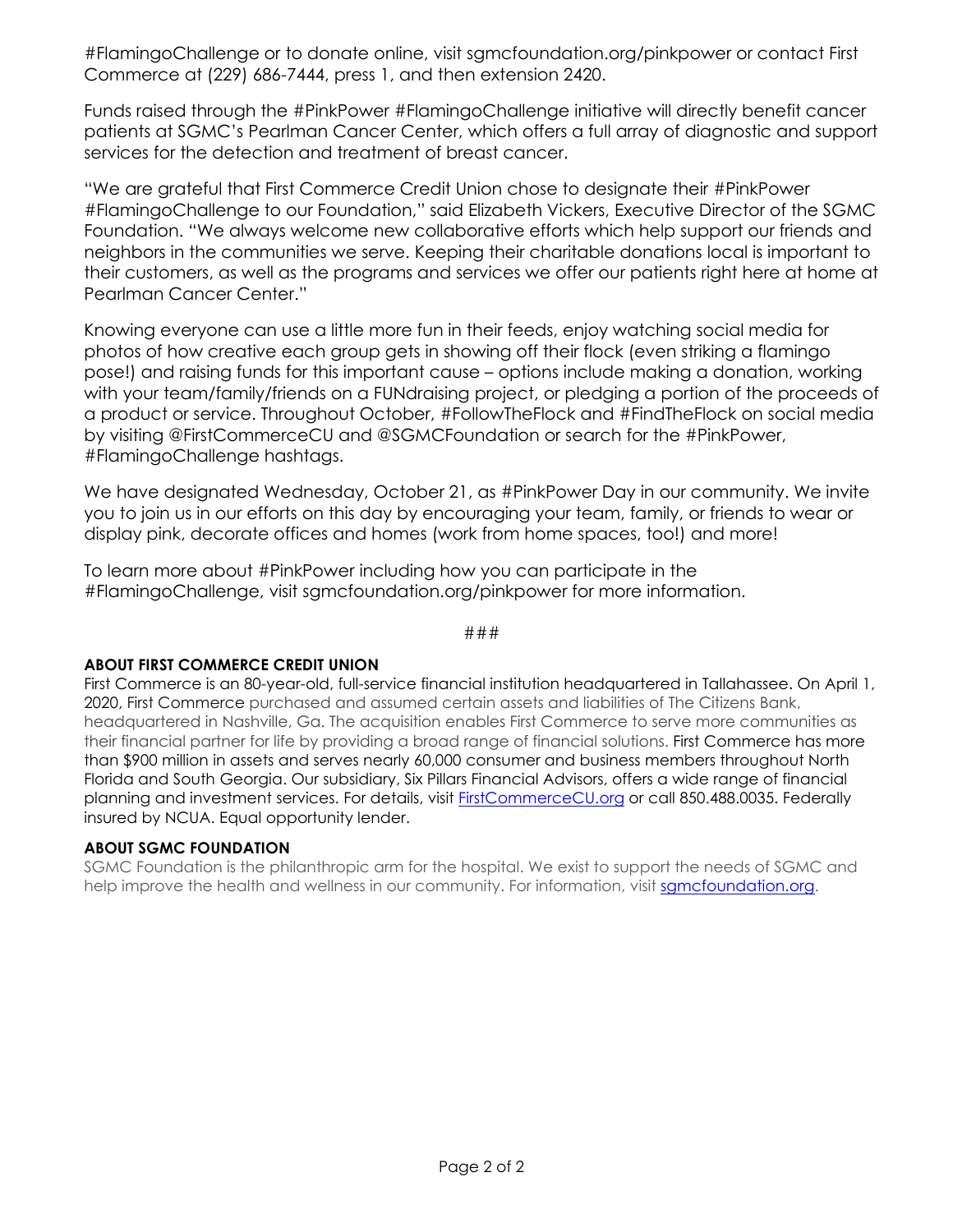#FlamingoChallenge or to donate online, visit sgmcfoundation.org/pinkpower or contact First Commerce at (229) 686-7444, press 1, and then extension 2420.

Funds raised through the #PinkPower #FlamingoChallenge initiative will directly benefit cancer patients at SGMC's Pearlman Cancer Center, which offers a full array of diagnostic and support services for the detection and treatment of breast cancer.

"We are grateful that First Commerce Credit Union chose to designate their #PinkPower #FlamingoChallenge to our Foundation," said Elizabeth Vickers, Executive Director of the SGMC Foundation. "We always welcome new collaborative efforts which help support our friends and neighbors in the communities we serve. Keeping their charitable donations local is important to their customers, as well as the programs and services we offer our patients right here at home at Pearlman Cancer Center."

Knowing everyone can use a little more fun in their feeds, enjoy watching social media for photos of how creative each group gets in showing off their flock (even striking a flamingo pose!) and raising funds for this important cause – options include making a donation, working with your team/family/friends on a FUNdraising project, or pledging a portion of the proceeds of a product or service. Throughout October, #FollowTheFlock and #FindTheFlock on social media by visiting @FirstCommerceCU and @SGMCFoundation or search for the #PinkPower, #FlamingoChallenge hashtags.

We have designated Wednesday, October 21, as #PinkPower Day in our community. We invite you to join us in our efforts on this day by encouraging your team, family, or friends to wear or display pink, decorate offices and homes (work from home spaces, too!) and more!

To learn more about #PinkPower including how you can participate in the #FlamingoChallenge, visit sgmcfoundation.org/pinkpower for more information.

###

**ABOUT FIRST COMMERCE CREDIT UNION**

First Commerce is an 80-year-old, full-service financial institution headquartered in Tallahassee. On April 1, 2020, First Commerce purchased and assumed certain assets and liabilities of The Citizens Bank, headquartered in Nashville, Ga. The acquisition enables First Commerce to serve more communities as their financial partner for life by providing a broad range of financial solutions. First Commerce has more than $900 million in assets and serves nearly 60,000 consumer and business members throughout North Florida and South Georgia. Our subsidiary, Six Pillars Financial Advisors, offers a wide range of financial planning and investment services. For details, visit FirstCommerceCU.org or call 850.488.0035. Federally insured by NCUA. Equal opportunity lender.

**ABOUT SGMC FOUNDATION**

SGMC Foundation is the philanthropic arm for the hospital. We exist to support the needs of SGMC and help improve the health and wellness in our community. For information, visit sgmcfoundation.org.